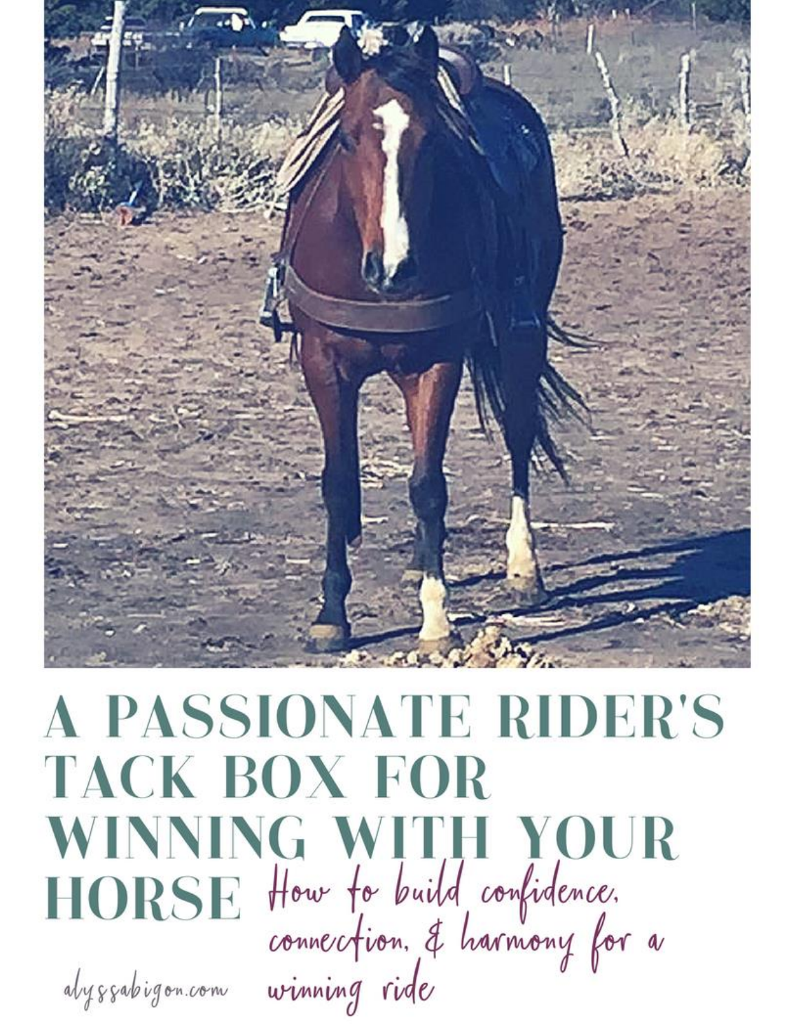# A PASSIONATE RIDER'S TACK BOX FOR WINNING WITH YOUR HORSE

*How to build confidence, connection, & harmony for a winning ride*

alyssabigon.com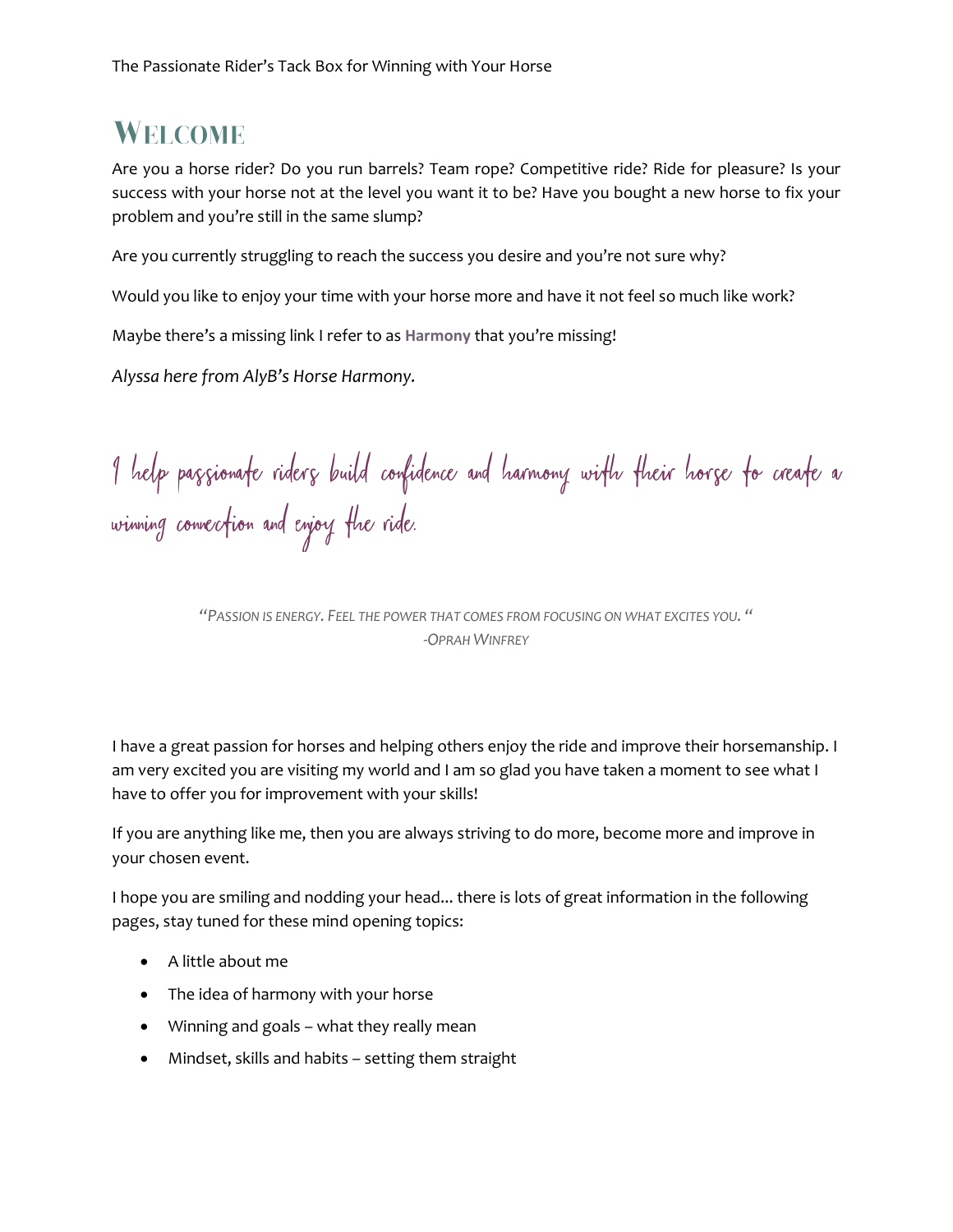# Welcome

Are you a horse rider? Do you run barrels? Team rope? Competitive ride? Ride for pleasure? Is your success with your horse not at the level you want it to be? Have you bought a new horse to fix your problem and you're still in the same slump?

Are you currently struggling to reach the success you desire and you're not sure why?

Would you like to enjoy your time with your horse more and have it not feel so much like work?

Maybe there's a missing link I refer to as **Harmony** that you're missing!

*Alyssa here from AlyB's Horse Harmony.*

*I help passionate riders build confidence and harmony with their horse to create a winning connection and enjoy the ride.*

> *"Passion is energy. Feel the power that comes from focusing on what excites you. "*
> *-Oprah Winfrey*

I have a great passion for horses and helping others enjoy the ride and improve their horsemanship. I am very excited you are visiting my world and I am so glad you have taken a moment to see what I have to offer you for improvement with your skills!

If you are anything like me, then you are always striving to do more, become more and improve in your chosen event.

I hope you are smiling and nodding your head... there is lots of great information in the following pages, stay tuned for these mind opening topics:

- A little about me
- The idea of harmony with your horse
- Winning and goals – what they really mean
- Mindset, skills and habits – setting them straight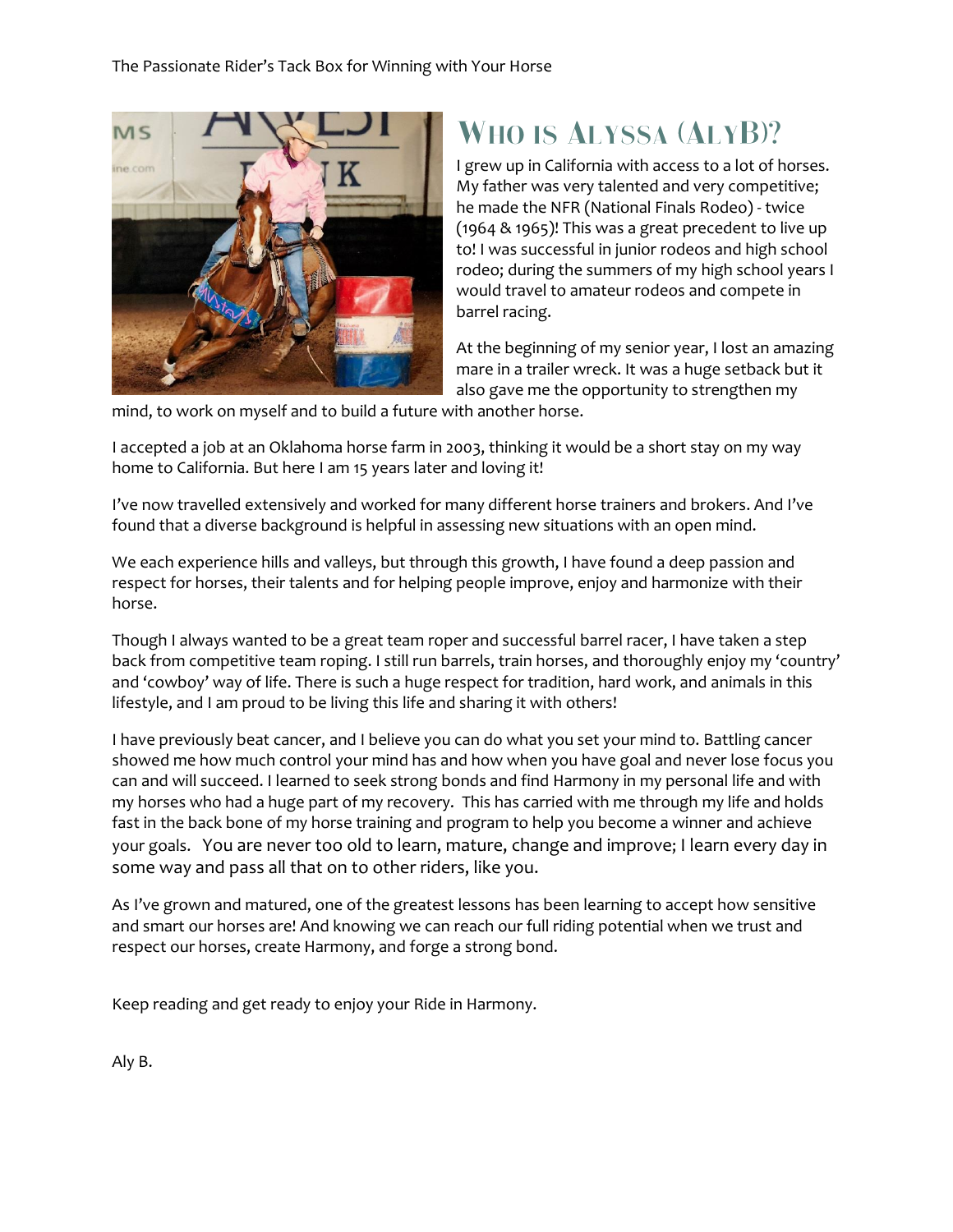# Who is Alyssa (AlyB)?

I grew up in California with access to a lot of horses. My father was very talented and very competitive; he made the NFR (National Finals Rodeo) - twice (1964 & 1965)! This was a great precedent to live up to! I was successful in junior rodeos and high school rodeo; during the summers of my high school years I would travel to amateur rodeos and compete in barrel racing.

At the beginning of my senior year, I lost an amazing mare in a trailer wreck. It was a huge setback but it also gave me the opportunity to strengthen my mind, to work on myself and to build a future with another horse.

I accepted a job at an Oklahoma horse farm in 2003, thinking it would be a short stay on my way home to California. But here I am 15 years later and loving it!

I've now travelled extensively and worked for many different horse trainers and brokers. And I've found that a diverse background is helpful in assessing new situations with an open mind.

We each experience hills and valleys, but through this growth, I have found a deep passion and respect for horses, their talents and for helping people improve, enjoy and harmonize with their horse.

Though I always wanted to be a great team roper and successful barrel racer, I have taken a step back from competitive team roping. I still run barrels, train horses, and thoroughly enjoy my 'country' and 'cowboy' way of life. There is such a huge respect for tradition, hard work, and animals in this lifestyle, and I am proud to be living this life and sharing it with others!

I have previously beat cancer, and I believe you can do what you set your mind to. Battling cancer showed me how much control your mind has and how when you have goal and never lose focus you can and will succeed. I learned to seek strong bonds and find Harmony in my personal life and with my horses who had a huge part of my recovery. This has carried with me through my life and holds fast in the back bone of my horse training and program to help you become a winner and achieve your goals. You are never too old to learn, mature, change and improve; I learn every day in some way and pass all that on to other riders, like you.

As I've grown and matured, one of the greatest lessons has been learning to accept how sensitive and smart our horses are! And knowing we can reach our full riding potential when we trust and respect our horses, create Harmony, and forge a strong bond.

Keep reading and get ready to enjoy your Ride in Harmony.

Aly B.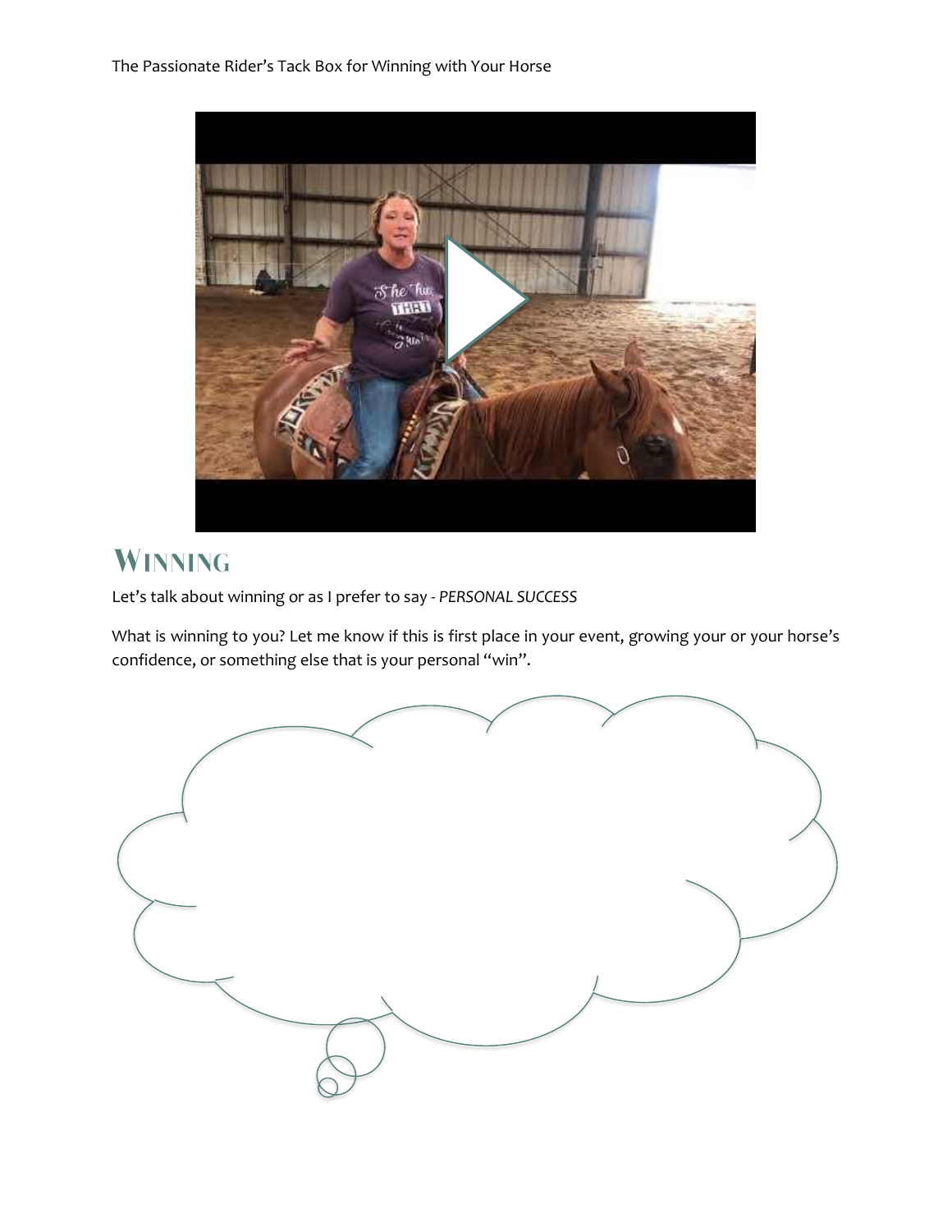## Winning

Let's talk about winning or as I prefer to say - *PERSONAL SUCCESS*

What is winning to you? Let me know if this is first place in your event, growing your or your horse's confidence, or something else that is your personal "win".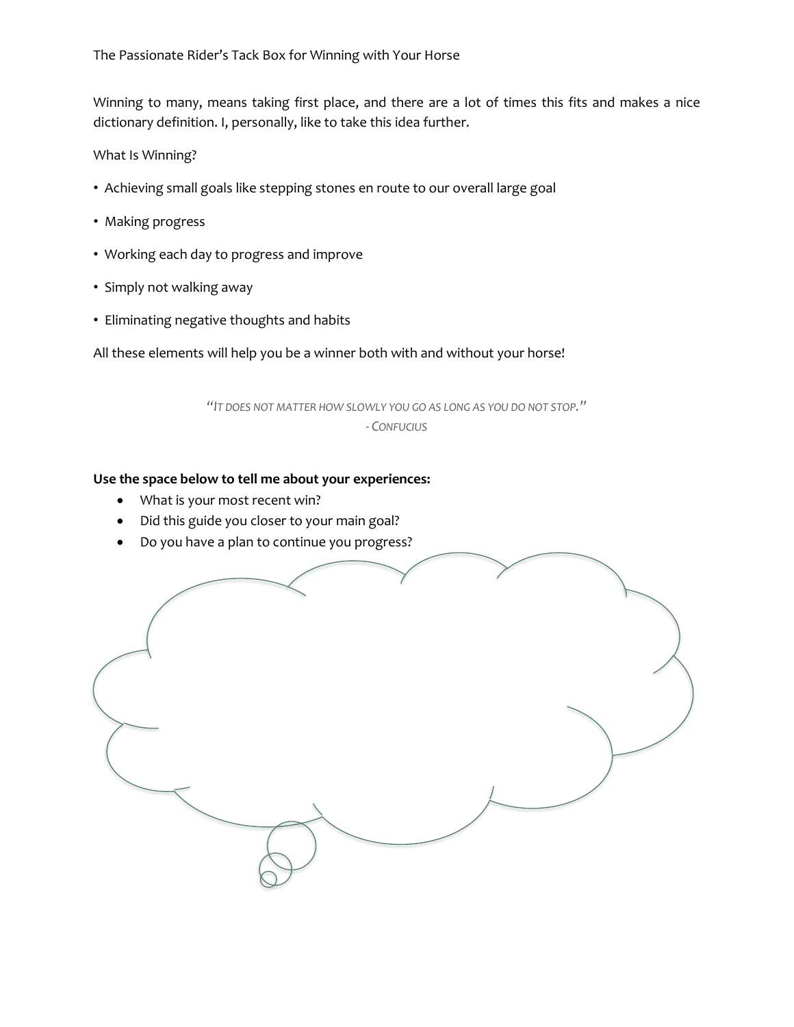Winning to many, means taking first place, and there are a lot of times this fits and makes a nice dictionary definition. I, personally, like to take this idea further.

What Is Winning?

- Achieving small goals like stepping stones en route to our overall large goal
- Making progress
- Working each day to progress and improve
- Simply not walking away
- Eliminating negative thoughts and habits

All these elements will help you be a winner both with and without your horse!

> *"It does not matter how slowly you go as long as you do not stop."*
> *- Confucius*

**Use the space below to tell me about your experiences:**

- What is your most recent win?
- Did this guide you closer to your main goal?
- Do you have a plan to continue you progress?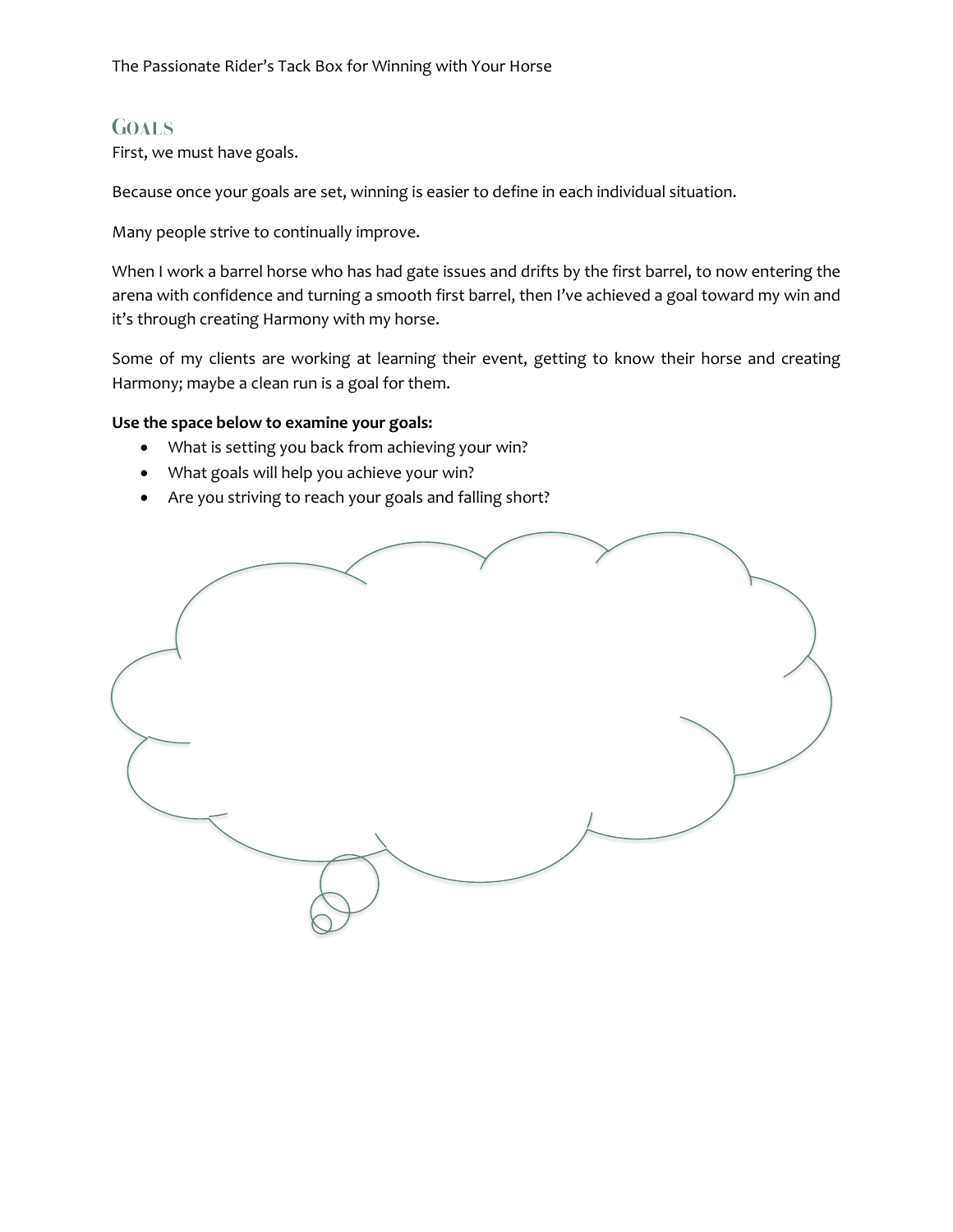## Goals

First, we must have goals.

Because once your goals are set, winning is easier to define in each individual situation.

Many people strive to continually improve.

When I work a barrel horse who has had gate issues and drifts by the first barrel, to now entering the arena with confidence and turning a smooth first barrel, then I've achieved a goal toward my win and it's through creating Harmony with my horse.

Some of my clients are working at learning their event, getting to know their horse and creating Harmony; maybe a clean run is a goal for them.

**Use the space below to examine your goals:**

- What is setting you back from achieving your win?
- What goals will help you achieve your win?
- Are you striving to reach your goals and falling short?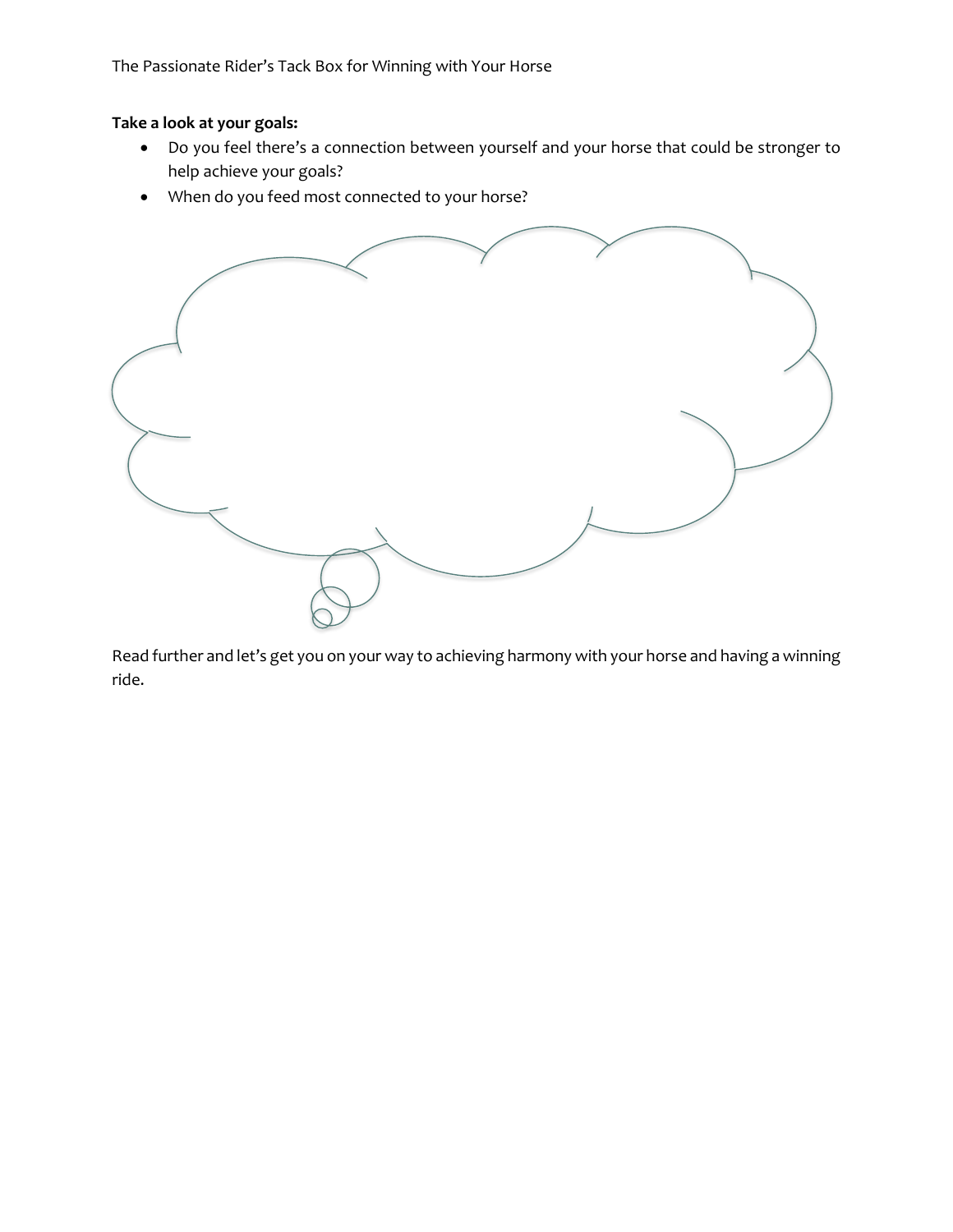**Take a look at your goals:**

- Do you feel there's a connection between yourself and your horse that could be stronger to help achieve your goals?
- When do you feed most connected to your horse?

Read further and let's get you on your way to achieving harmony with your horse and having a winning ride.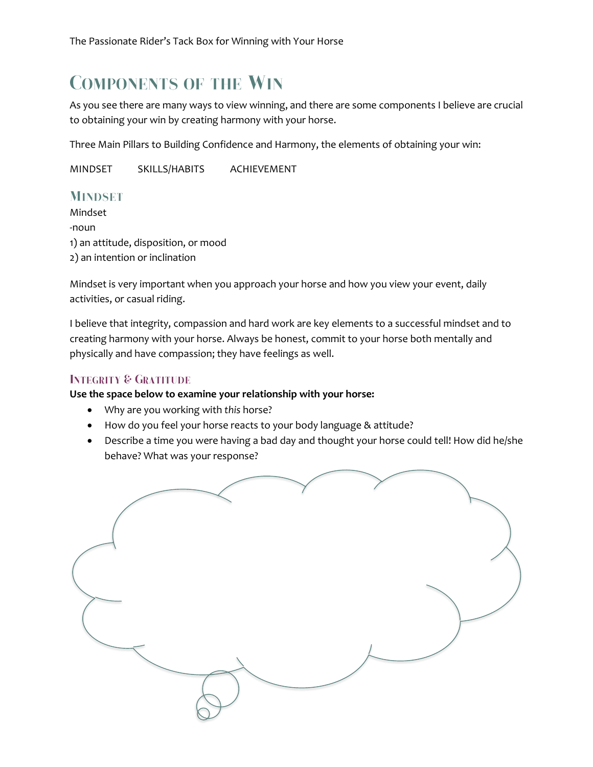# Components of the Win

As you see there are many ways to view winning, and there are some components I believe are crucial to obtaining your win by creating harmony with your horse.

Three Main Pillars to Building Confidence and Harmony, the elements of obtaining your win:

MINDSET     SKILLS/HABITS     ACHIEVEMENT

## Mindset

Mindset
-noun
1) an attitude, disposition, or mood
2) an intention or inclination

Mindset is very important when you approach your horse and how you view your event, daily activities, or casual riding.

I believe that integrity, compassion and hard work are key elements to a successful mindset and to creating harmony with your horse. Always be honest, commit to your horse both mentally and physically and have compassion; they have feelings as well.

### Integrity & Gratitude

**Use the space below to examine your relationship with your horse:**

- Why are you working with *this* horse?
- How do you feel your horse reacts to your body language & attitude?
- Describe a time you were having a bad day and thought your horse could tell! How did he/she behave? What was your response?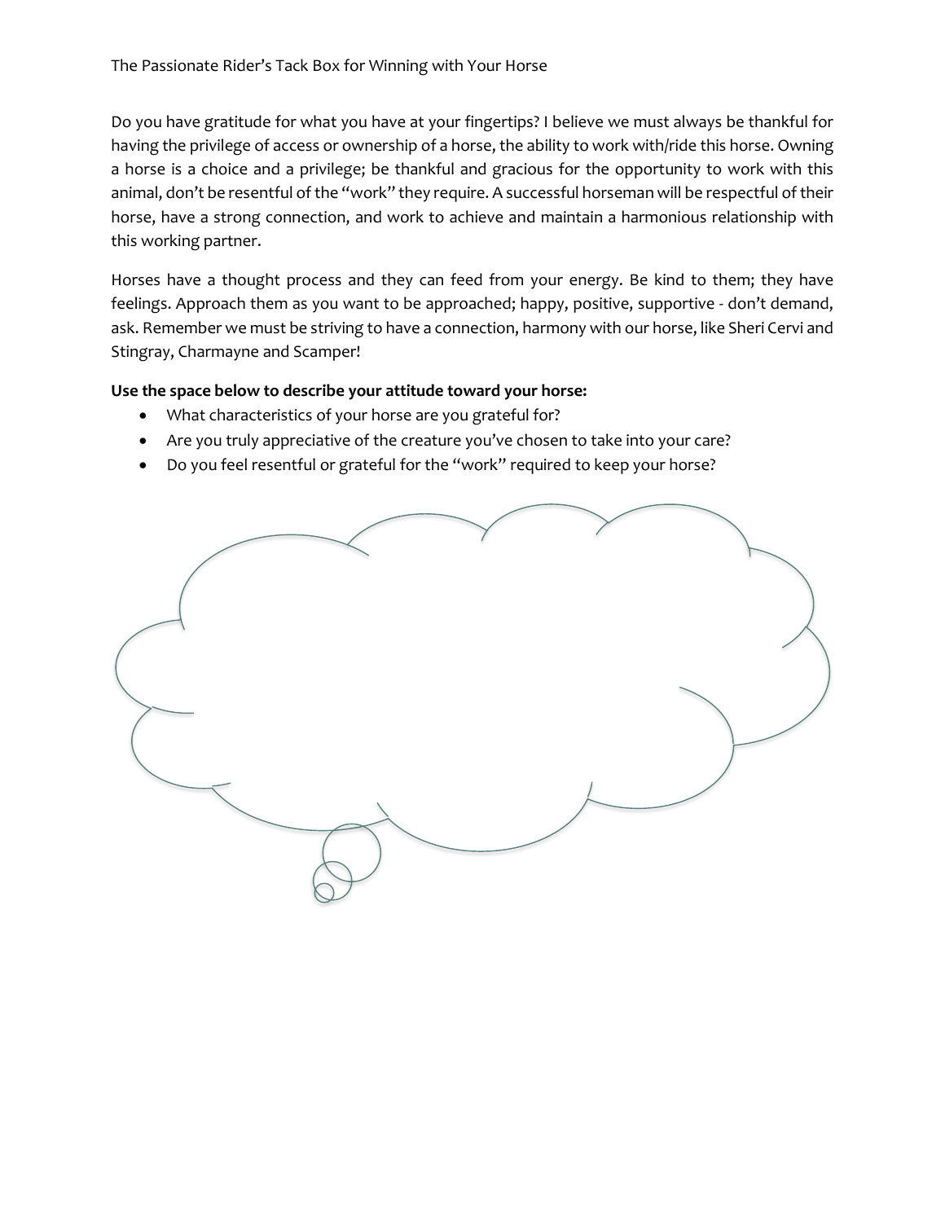Do you have gratitude for what you have at your fingertips? I believe we must always be thankful for having the privilege of access or ownership of a horse, the ability to work with/ride this horse. Owning a horse is a choice and a privilege; be thankful and gracious for the opportunity to work with this animal, don't be resentful of the "work" they require. A successful horseman will be respectful of their horse, have a strong connection, and work to achieve and maintain a harmonious relationship with this working partner.

Horses have a thought process and they can feed from your energy. Be kind to them; they have feelings. Approach them as you want to be approached; happy, positive, supportive - don't demand, ask. Remember we must be striving to have a connection, harmony with our horse, like Sheri Cervi and Stingray, Charmayne and Scamper!

**Use the space below to describe your attitude toward your horse:**

- What characteristics of your horse are you grateful for?
- Are you truly appreciative of the creature you've chosen to take into your care?
- Do you feel resentful or grateful for the "work" required to keep your horse?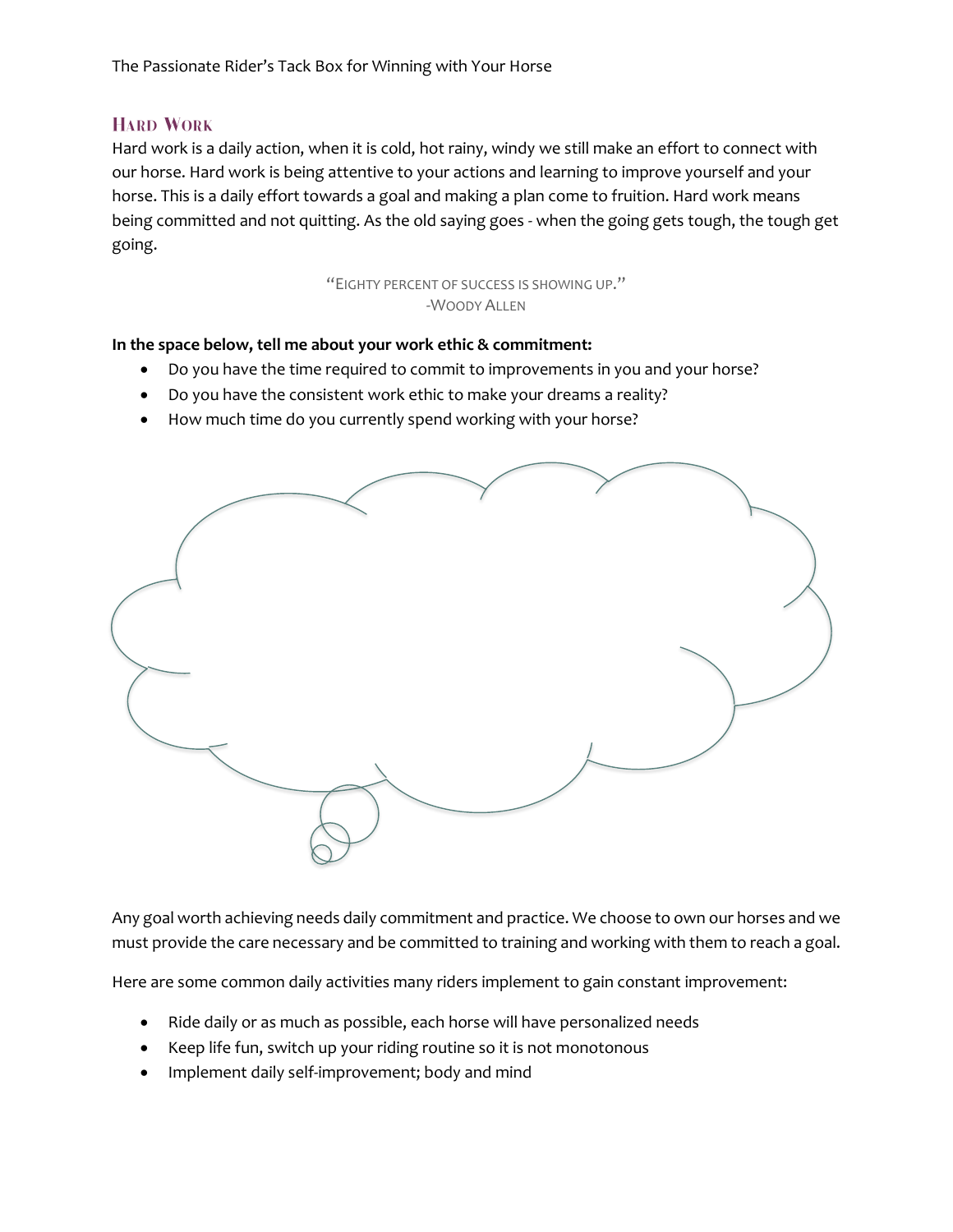## Hard Work

Hard work is a daily action, when it is cold, hot rainy, windy we still make an effort to connect with our horse. Hard work is being attentive to your actions and learning to improve yourself and your horse. This is a daily effort towards a goal and making a plan come to fruition. Hard work means being committed and not quitting. As the old saying goes - when the going gets tough, the tough get going.

> "Eighty percent of success is showing up."
> -Woody Allen

**In the space below, tell me about your work ethic & commitment:**

- Do you have the time required to commit to improvements in you and your horse?
- Do you have the consistent work ethic to make your dreams a reality?
- How much time do you currently spend working with your horse?

Any goal worth achieving needs daily commitment and practice. We choose to own our horses and we must provide the care necessary and be committed to training and working with them to reach a goal.

Here are some common daily activities many riders implement to gain constant improvement:

- Ride daily or as much as possible, each horse will have personalized needs
- Keep life fun, switch up your riding routine so it is not monotonous
- Implement daily self-improvement; body and mind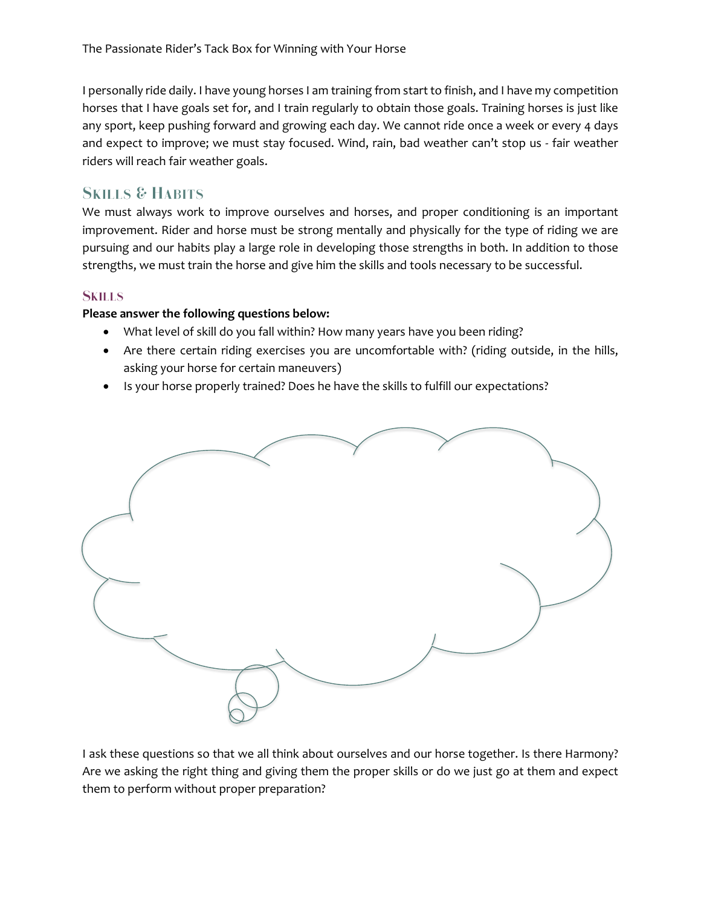I personally ride daily. I have young horses I am training from start to finish, and I have my competition horses that I have goals set for, and I train regularly to obtain those goals. Training horses is just like any sport, keep pushing forward and growing each day. We cannot ride once a week or every 4 days and expect to improve; we must stay focused. Wind, rain, bad weather can't stop us - fair weather riders will reach fair weather goals.

## Skills & Habits

We must always work to improve ourselves and horses, and proper conditioning is an important improvement. Rider and horse must be strong mentally and physically for the type of riding we are pursuing and our habits play a large role in developing those strengths in both. In addition to those strengths, we must train the horse and give him the skills and tools necessary to be successful.

### Skills

**Please answer the following questions below:**

- What level of skill do you fall within? How many years have you been riding?
- Are there certain riding exercises you are uncomfortable with? (riding outside, in the hills, asking your horse for certain maneuvers)
- Is your horse properly trained? Does he have the skills to fulfill our expectations?

I ask these questions so that we all think about ourselves and our horse together. Is there Harmony? Are we asking the right thing and giving them the proper skills or do we just go at them and expect them to perform without proper preparation?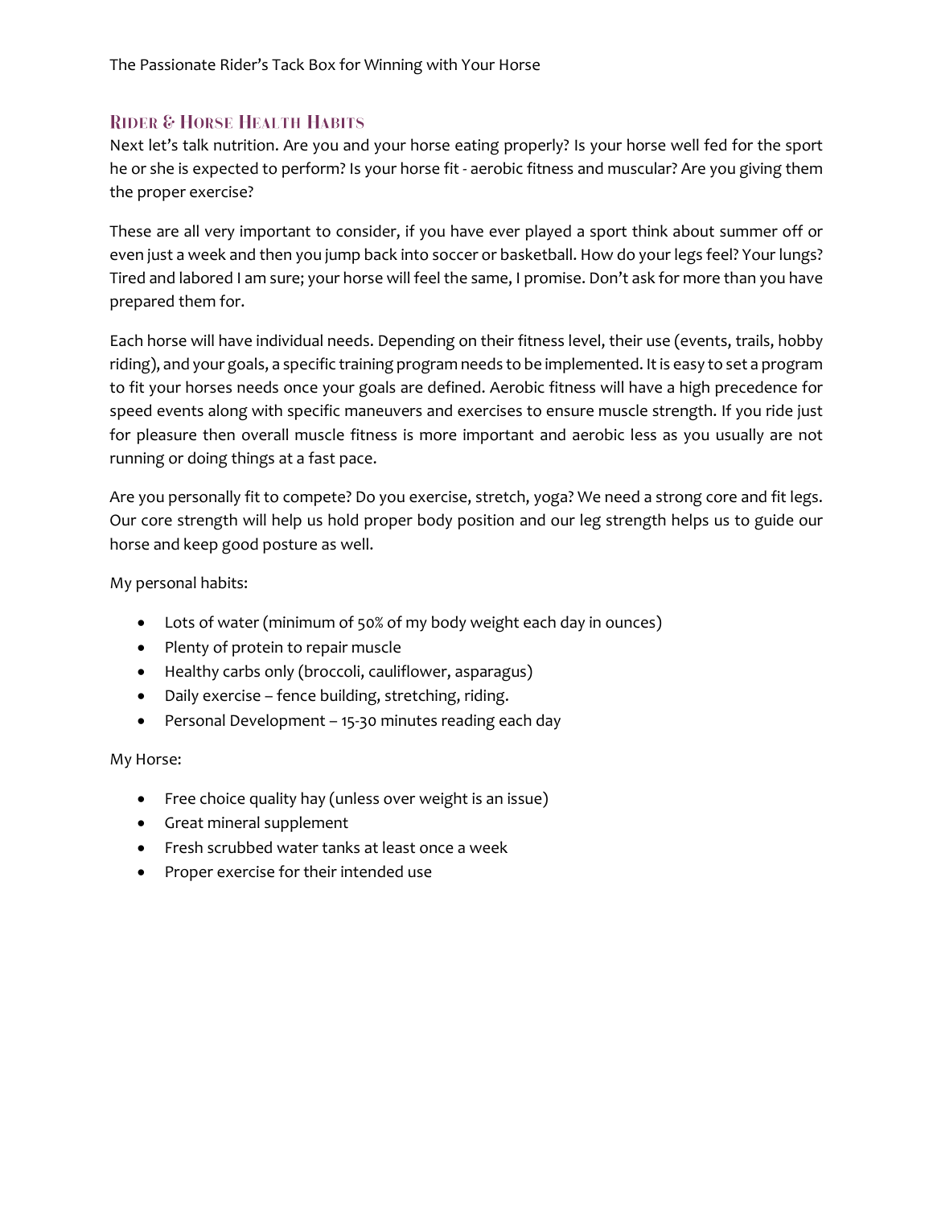## Rider & Horse Health Habits

Next let's talk nutrition. Are you and your horse eating properly? Is your horse well fed for the sport he or she is expected to perform? Is your horse fit - aerobic fitness and muscular? Are you giving them the proper exercise?

These are all very important to consider, if you have ever played a sport think about summer off or even just a week and then you jump back into soccer or basketball. How do your legs feel? Your lungs? Tired and labored I am sure; your horse will feel the same, I promise. Don't ask for more than you have prepared them for.

Each horse will have individual needs. Depending on their fitness level, their use (events, trails, hobby riding), and your goals, a specific training program needs to be implemented. It is easy to set a program to fit your horses needs once your goals are defined. Aerobic fitness will have a high precedence for speed events along with specific maneuvers and exercises to ensure muscle strength. If you ride just for pleasure then overall muscle fitness is more important and aerobic less as you usually are not running or doing things at a fast pace.

Are you personally fit to compete? Do you exercise, stretch, yoga? We need a strong core and fit legs. Our core strength will help us hold proper body position and our leg strength helps us to guide our horse and keep good posture as well.

My personal habits:

- Lots of water (minimum of 50% of my body weight each day in ounces)
- Plenty of protein to repair muscle
- Healthy carbs only (broccoli, cauliflower, asparagus)
- Daily exercise – fence building, stretching, riding.
- Personal Development – 15-30 minutes reading each day

My Horse:

- Free choice quality hay (unless over weight is an issue)
- Great mineral supplement
- Fresh scrubbed water tanks at least once a week
- Proper exercise for their intended use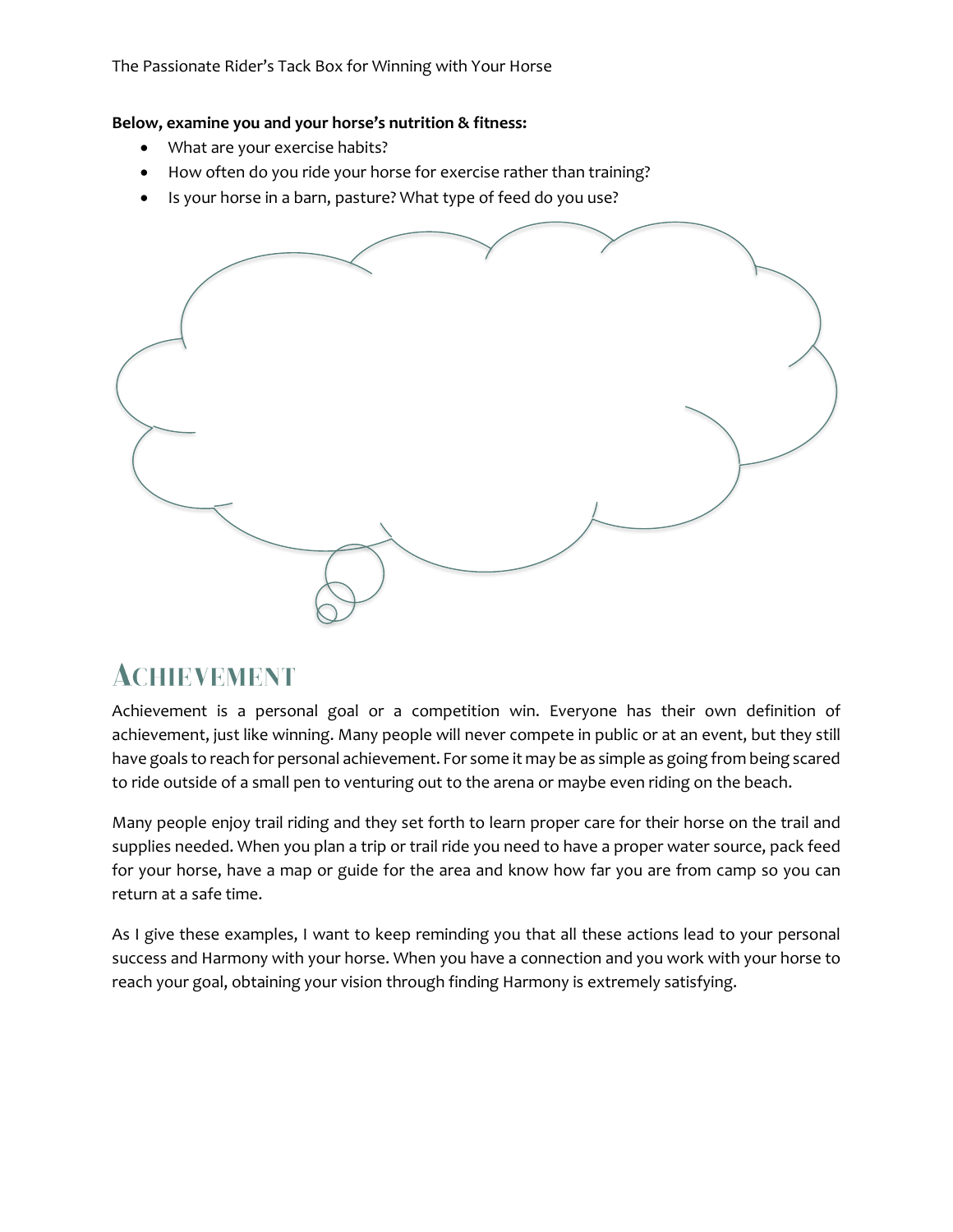**Below, examine you and your horse's nutrition & fitness:**

- What are your exercise habits?
- How often do you ride your horse for exercise rather than training?
- Is your horse in a barn, pasture? What type of feed do you use?

## Achievement

Achievement is a personal goal or a competition win. Everyone has their own definition of achievement, just like winning. Many people will never compete in public or at an event, but they still have goals to reach for personal achievement. For some it may be as simple as going from being scared to ride outside of a small pen to venturing out to the arena or maybe even riding on the beach.

Many people enjoy trail riding and they set forth to learn proper care for their horse on the trail and supplies needed. When you plan a trip or trail ride you need to have a proper water source, pack feed for your horse, have a map or guide for the area and know how far you are from camp so you can return at a safe time.

As I give these examples, I want to keep reminding you that all these actions lead to your personal success and Harmony with your horse. When you have a connection and you work with your horse to reach your goal, obtaining your vision through finding Harmony is extremely satisfying.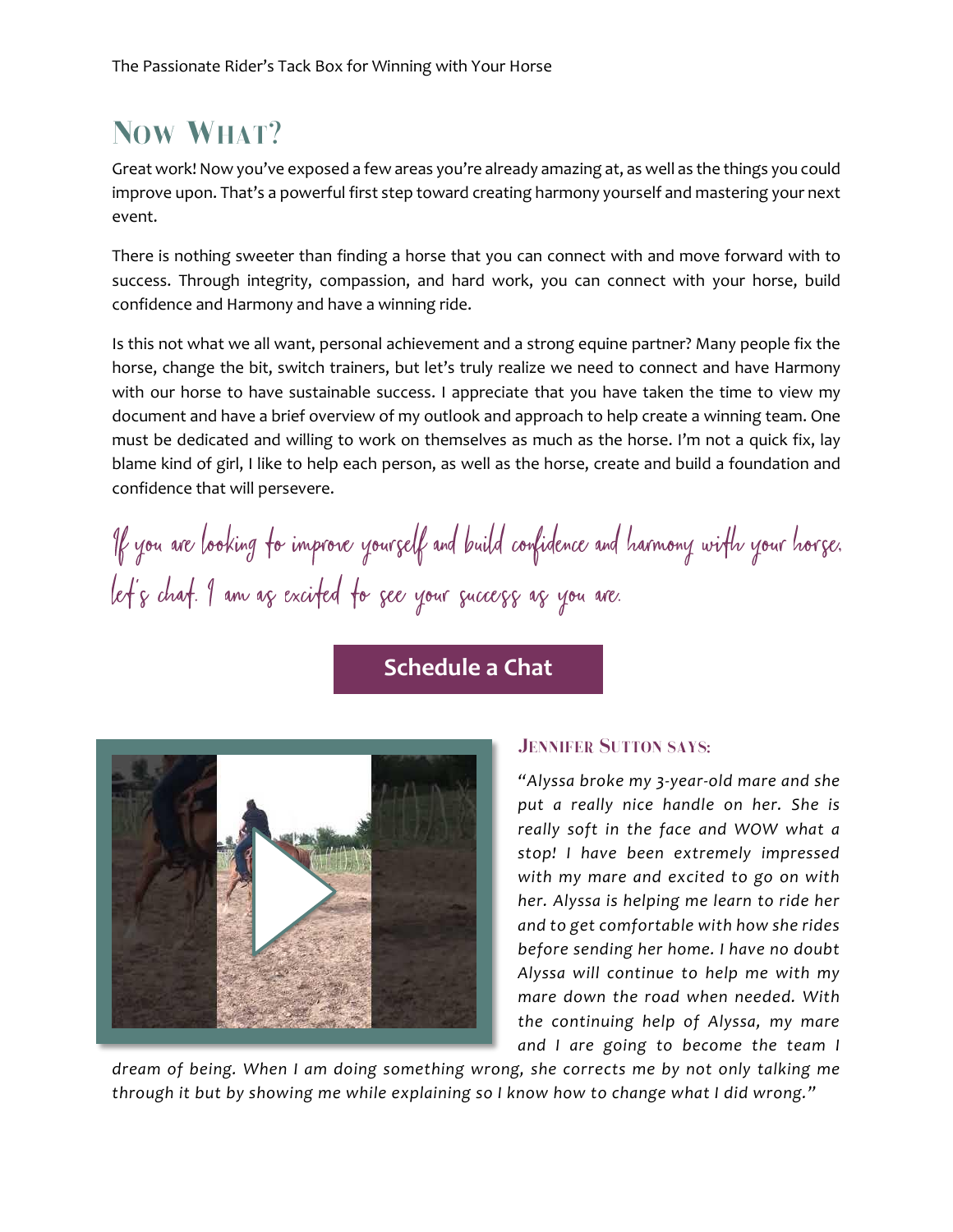# Now What?

Great work! Now you've exposed a few areas you're already amazing at, as well as the things you could improve upon. That's a powerful first step toward creating harmony yourself and mastering your next event.

There is nothing sweeter than finding a horse that you can connect with and move forward with to success. Through integrity, compassion, and hard work, you can connect with your horse, build confidence and Harmony and have a winning ride.

Is this not what we all want, personal achievement and a strong equine partner? Many people fix the horse, change the bit, switch trainers, but let's truly realize we need to connect and have Harmony with our horse to have sustainable success. I appreciate that you have taken the time to view my document and have a brief overview of my outlook and approach to help create a winning team. One must be dedicated and willing to work on themselves as much as the horse. I'm not a quick fix, lay blame kind of girl, I like to help each person, as well as the horse, create and build a foundation and confidence that will persevere.

*If you are looking to improve yourself and build confidence and harmony with your horse, let's chat. I am as excited to see your success as you are.*

**Schedule a Chat**

### Jennifer Sutton says:

*"Alyssa broke my 3-year-old mare and she put a really nice handle on her. She is really soft in the face and WOW what a stop! I have been extremely impressed with my mare and excited to go on with her. Alyssa is helping me learn to ride her and to get comfortable with how she rides before sending her home. I have no doubt Alyssa will continue to help me with my mare down the road when needed. With the continuing help of Alyssa, my mare and I are going to become the team I dream of being. When I am doing something wrong, she corrects me by not only talking me through it but by showing me while explaining so I know how to change what I did wrong."*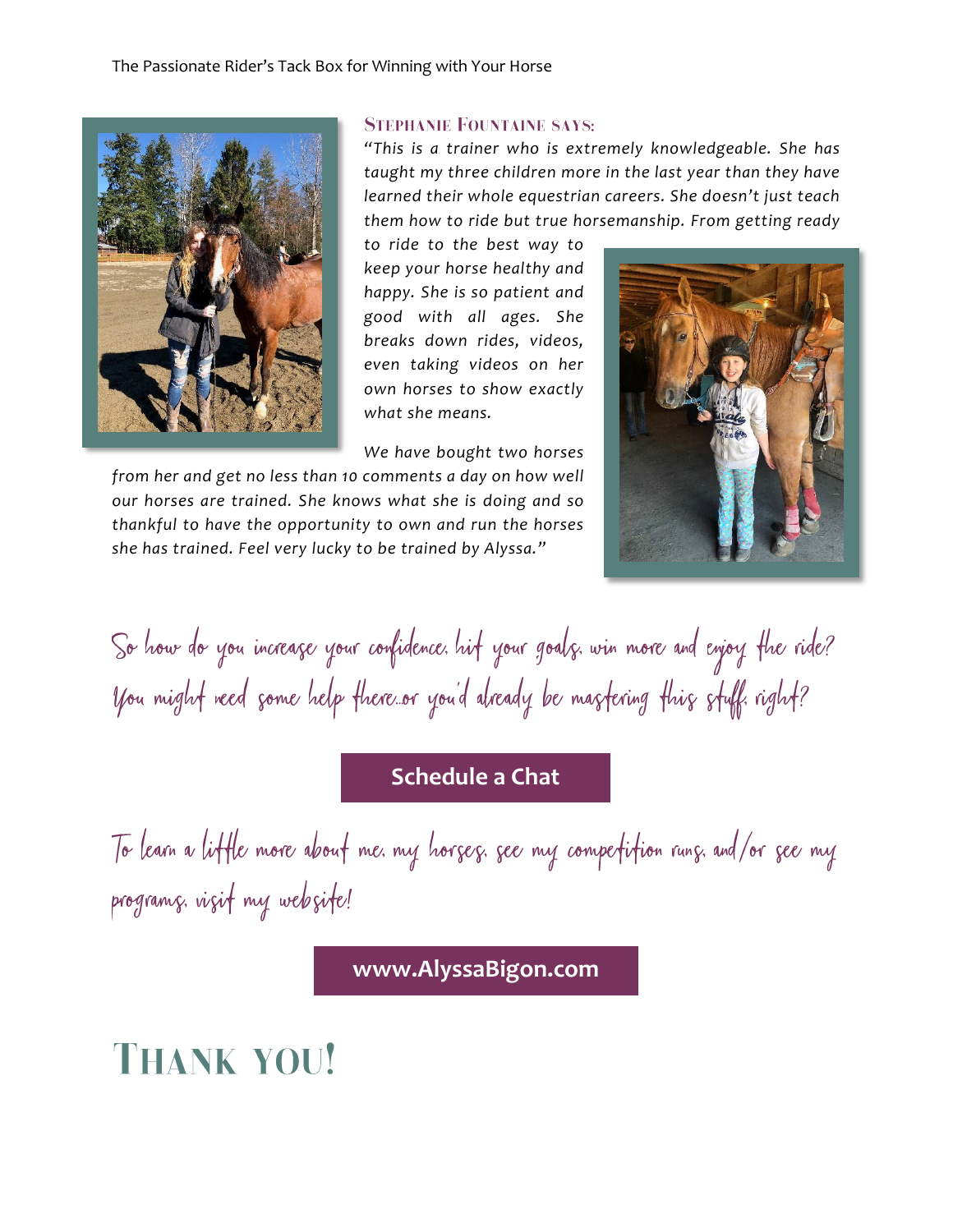### Stephanie Fountaine says:

*"This is a trainer who is extremely knowledgeable. She has taught my three children more in the last year than they have learned their whole equestrian careers. She doesn't just teach them how to ride but true horsemanship. From getting ready to ride to the best way to keep your horse healthy and happy. She is so patient and good with all ages. She breaks down rides, videos, even taking videos on her own horses to show exactly what she means.*

*We have bought two horses from her and get no less than 10 comments a day on how well our horses are trained. She knows what she is doing and so thankful to have the opportunity to own and run the horses she has trained. Feel very lucky to be trained by Alyssa."*

So how do you increase your confidence, hit your goals, win more and enjoy the ride? You might need some help there...or you'd already be mastering this stuff, right?

**Schedule a Chat**

To learn a little more about me, my horses, see my competition runs, and/or see my programs, visit my website!

**www.AlyssaBigon.com**

# Thank you!